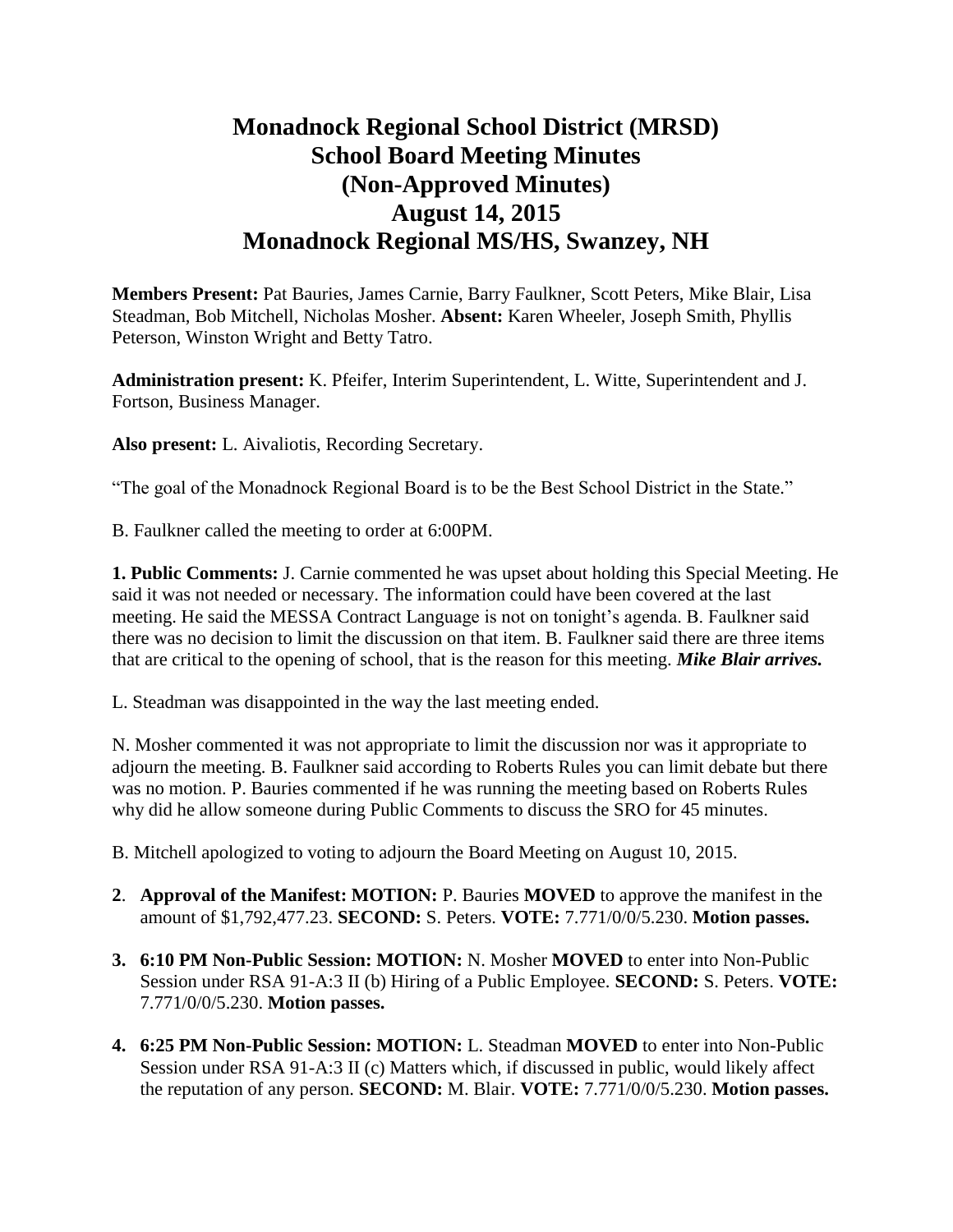# Monadnock Regional School District (MRSD)
# School Board Meeting Minutes
# (Non-Approved Minutes)
# August 14, 2015
# Monadnock Regional MS/HS, Swanzey, NH

**Members Present:** Pat Bauries, James Carnie, Barry Faulkner, Scott Peters, Mike Blair, Lisa Steadman, Bob Mitchell, Nicholas Mosher. **Absent:** Karen Wheeler, Joseph Smith, Phyllis Peterson, Winston Wright and Betty Tatro.

**Administration present:** K. Pfeifer, Interim Superintendent, L. Witte, Superintendent and J. Fortson, Business Manager.

**Also present:** L. Aivaliotis, Recording Secretary.

"The goal of the Monadnock Regional Board is to be the Best School District in the State."

B. Faulkner called the meeting to order at 6:00PM.

**1. Public Comments:** J. Carnie commented he was upset about holding this Special Meeting. He said it was not needed or necessary. The information could have been covered at the last meeting. He said the MESSA Contract Language is not on tonight's agenda. B. Faulkner said there was no decision to limit the discussion on that item. B. Faulkner said there are three items that are critical to the opening of school, that is the reason for this meeting. ***Mike Blair arrives.***

L. Steadman was disappointed in the way the last meeting ended.

N. Mosher commented it was not appropriate to limit the discussion nor was it appropriate to adjourn the meeting. B. Faulkner said according to Roberts Rules you can limit debate but there was no motion. P. Bauries commented if he was running the meeting based on Roberts Rules why did he allow someone during Public Comments to discuss the SRO for 45 minutes.

B. Mitchell apologized to voting to adjourn the Board Meeting on August 10, 2015.

2. **Approval of the Manifest: MOTION:** P. Bauries **MOVED** to approve the manifest in the amount of $1,792,477.23. **SECOND:** S. Peters. **VOTE:** 7.771/0/0/5.230. **Motion passes.**

3. **6:10 PM Non-Public Session: MOTION:** N. Mosher **MOVED** to enter into Non-Public Session under RSA 91-A:3 II (b) Hiring of a Public Employee. **SECOND:** S. Peters. **VOTE:** 7.771/0/0/5.230. **Motion passes.**

4. **6:25 PM Non-Public Session: MOTION:** L. Steadman **MOVED** to enter into Non-Public Session under RSA 91-A:3 II (c) Matters which, if discussed in public, would likely affect the reputation of any person. **SECOND:** M. Blair. **VOTE:** 7.771/0/0/5.230. **Motion passes.**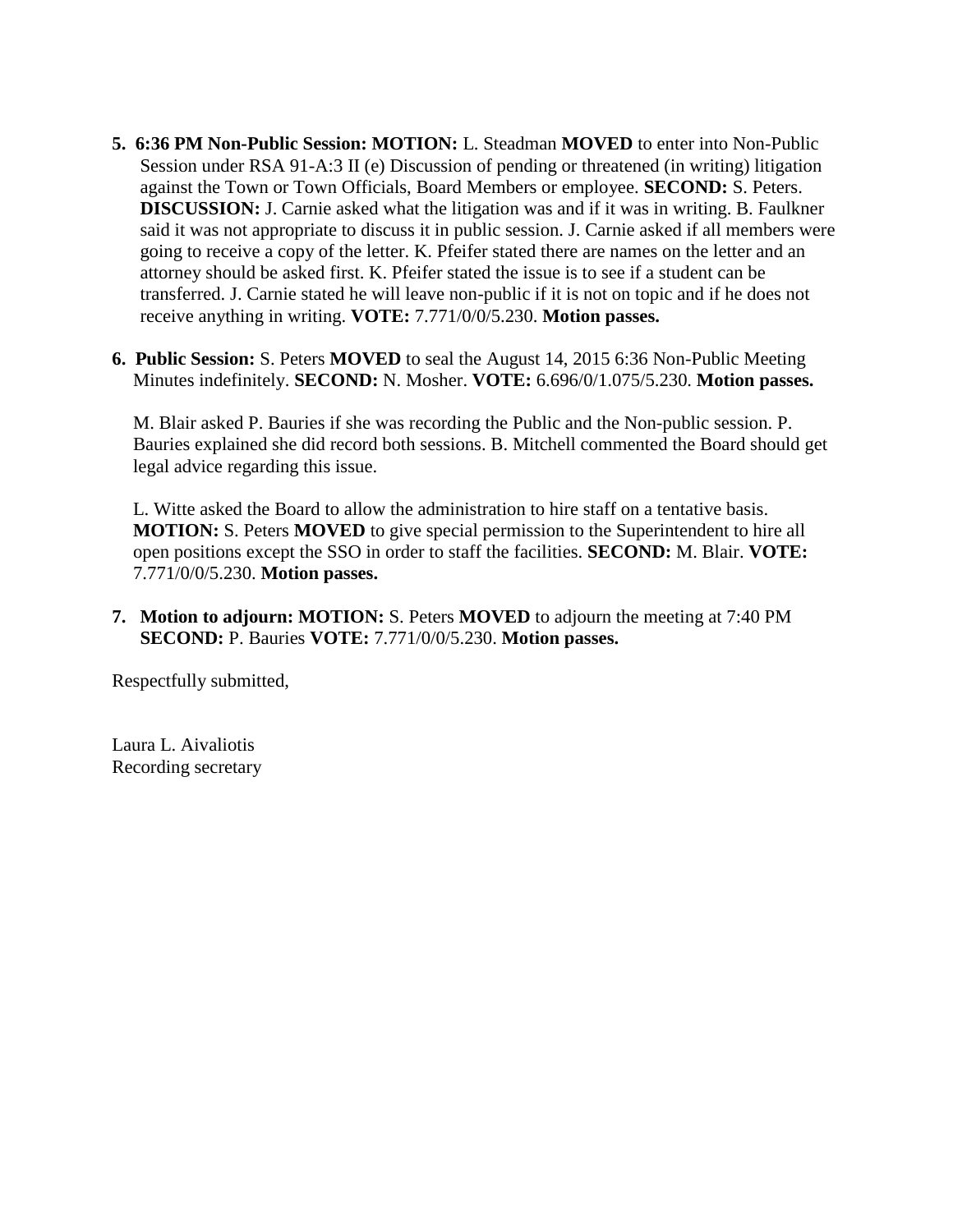5. **6:36 PM Non-Public Session: MOTION:** L. Steadman **MOVED** to enter into Non-Public Session under RSA 91-A:3 II (e) Discussion of pending or threatened (in writing) litigation against the Town or Town Officials, Board Members or employee. **SECOND:** S. Peters. **DISCUSSION:** J. Carnie asked what the litigation was and if it was in writing. B. Faulkner said it was not appropriate to discuss it in public session. J. Carnie asked if all members were going to receive a copy of the letter. K. Pfeifer stated there are names on the letter and an attorney should be asked first. K. Pfeifer stated the issue is to see if a student can be transferred. J. Carnie stated he will leave non-public if it is not on topic and if he does not receive anything in writing. **VOTE:** 7.771/0/0/5.230. **Motion passes.**

6. **Public Session:** S. Peters **MOVED** to seal the August 14, 2015 6:36 Non-Public Meeting Minutes indefinitely. **SECOND:** N. Mosher. **VOTE:** 6.696/0/1.075/5.230. **Motion passes.**

   M. Blair asked P. Bauries if she was recording the Public and the Non-public session. P. Bauries explained she did record both sessions. B. Mitchell commented the Board should get legal advice regarding this issue.

   L. Witte asked the Board to allow the administration to hire staff on a tentative basis. **MOTION:** S. Peters **MOVED** to give special permission to the Superintendent to hire all open positions except the SSO in order to staff the facilities. **SECOND:** M. Blair. **VOTE:** 7.771/0/0/5.230. **Motion passes.**

7. **Motion to adjourn: MOTION:** S. Peters **MOVED** to adjourn the meeting at 7:40 PM **SECOND:** P. Bauries **VOTE:** 7.771/0/0/5.230. **Motion passes.**

Respectfully submitted,

Laura L. Aivaliotis
Recording secretary